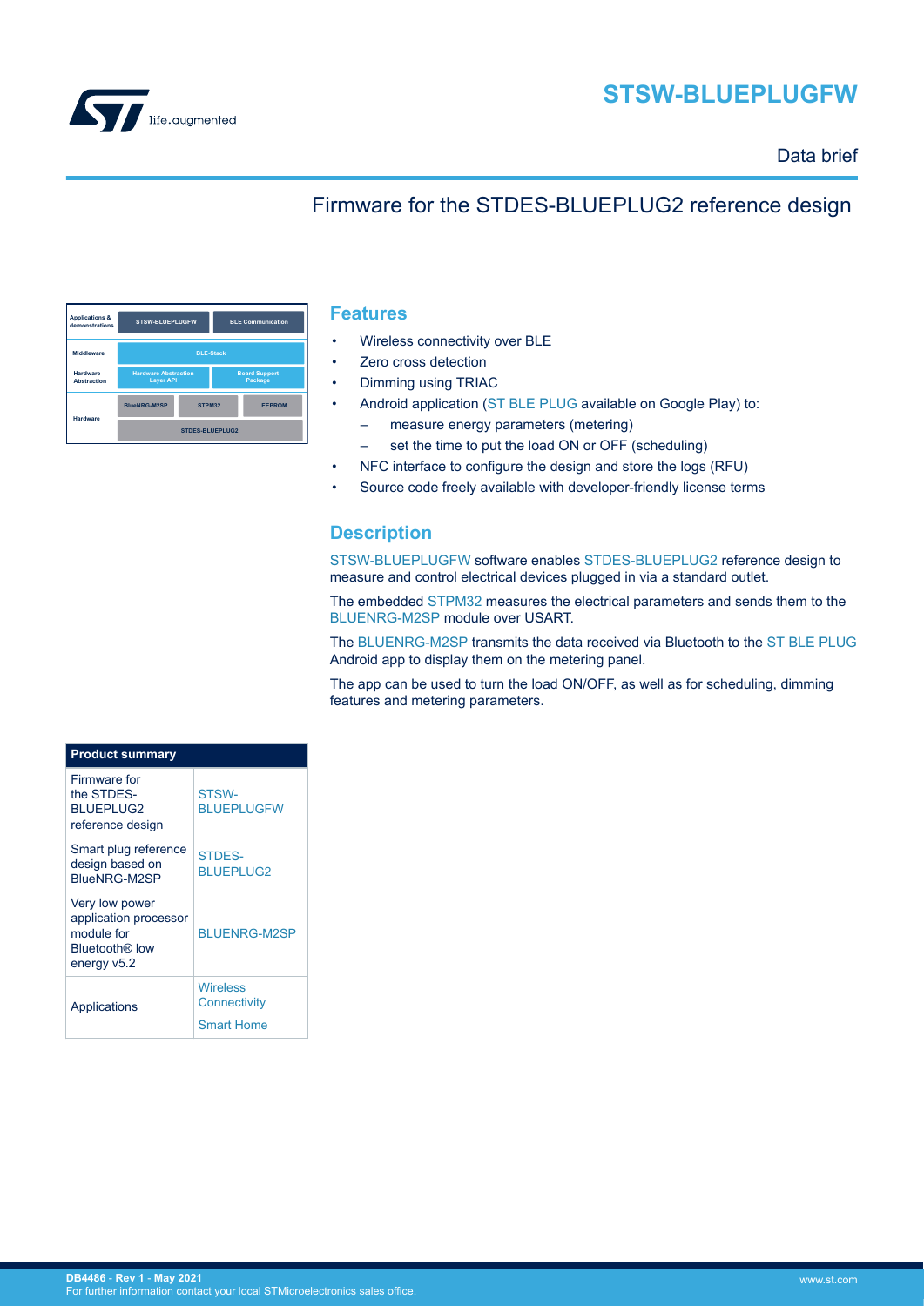# STSW-BLUEPLUGFW

Data brief

## Firmware for the STDES-BLUEPLUG2 reference design

| Applications & demonstrations | STSW-BLUEPLUGFW | | BLE Communication |
|---|---|---|---|
| Middleware | BLE-Stack | | |
| Hardware Abstraction | Hardware Abstraction Layer API | | Board Support Package |
| Hardware | BlueNRG-M2SP | STPM32 | EEPROM |
| | STDES-BLUEPLUG2 | | |

## Features

- Wireless connectivity over BLE
- Zero cross detection
- Dimming using TRIAC
- Android application (ST BLE PLUG available on Google Play) to:
  - measure energy parameters (metering)
  - set the time to put the load ON or OFF (scheduling)
- NFC interface to configure the design and store the logs (RFU)
- Source code freely available with developer-friendly license terms

## Description

STSW-BLUEPLUGFW software enables STDES-BLUEPLUG2 reference design to measure and control electrical devices plugged in via a standard outlet.

The embedded STPM32 measures the electrical parameters and sends them to the BLUENRG-M2SP module over USART.

The BLUENRG-M2SP transmits the data received via Bluetooth to the ST BLE PLUG Android app to display them on the metering panel.

The app can be used to turn the load ON/OFF, as well as for scheduling, dimming features and metering parameters.

| Product summary | |
|---|---|
| Firmware for the STDES-BLUEPLUG2 reference design | STSW-BLUEPLUGFW |
| Smart plug reference design based on BlueNRG-M2SP | STDES-BLUEPLUG2 |
| Very low power application processor module for Bluetooth® low energy v5.2 | BLUENRG-M2SP |
| Applications | Wireless Connectivity<br>Smart Home |

DB4486 - Rev 1 - May 2021
For further information contact your local STMicroelectronics sales office.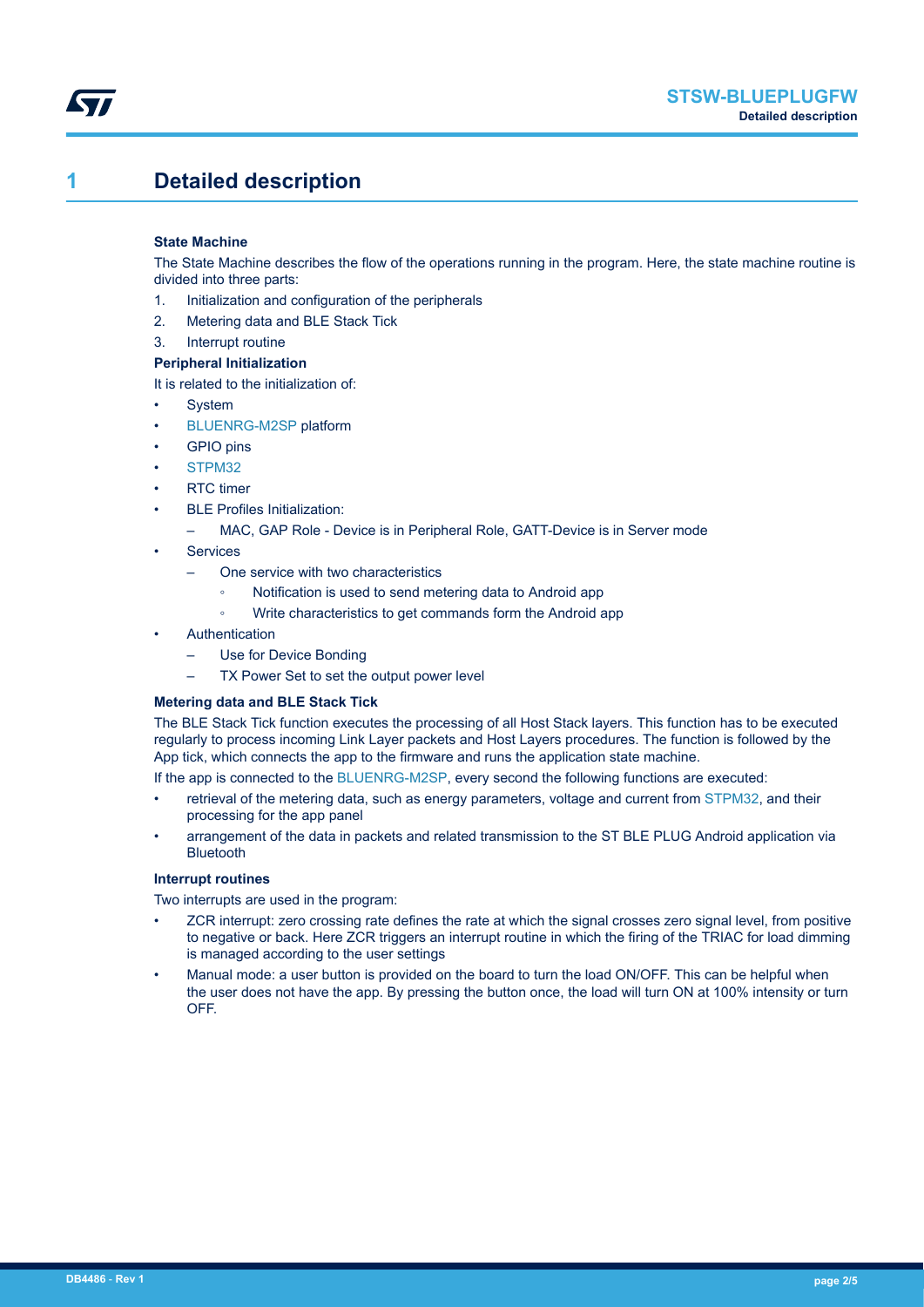# 1 Detailed description

**State Machine**

The State Machine describes the flow of the operations running in the program. Here, the state machine routine is divided into three parts:

1. Initialization and configuration of the peripherals
2. Metering data and BLE Stack Tick
3. Interrupt routine

**Peripheral Initialization**

It is related to the initialization of:

- System
- BLUENRG-M2SP platform
- GPIO pins
- STPM32
- RTC timer
- BLE Profiles Initialization:
  - MAC, GAP Role - Device is in Peripheral Role, GATT-Device is in Server mode
- Services
  - One service with two characteristics
    - Notification is used to send metering data to Android app
    - Write characteristics to get commands form the Android app
- Authentication
  - Use for Device Bonding
  - TX Power Set to set the output power level

**Metering data and BLE Stack Tick**

The BLE Stack Tick function executes the processing of all Host Stack layers. This function has to be executed regularly to process incoming Link Layer packets and Host Layers procedures. The function is followed by the App tick, which connects the app to the firmware and runs the application state machine.

If the app is connected to the BLUENRG-M2SP, every second the following functions are executed:

- retrieval of the metering data, such as energy parameters, voltage and current from STPM32, and their processing for the app panel
- arrangement of the data in packets and related transmission to the ST BLE PLUG Android application via Bluetooth

**Interrupt routines**

Two interrupts are used in the program:

- ZCR interrupt: zero crossing rate defines the rate at which the signal crosses zero signal level, from positive to negative or back. Here ZCR triggers an interrupt routine in which the firing of the TRIAC for load dimming is managed according to the user settings
- Manual mode: a user button is provided on the board to turn the load ON/OFF. This can be helpful when the user does not have the app. By pressing the button once, the load will turn ON at 100% intensity or turn OFF.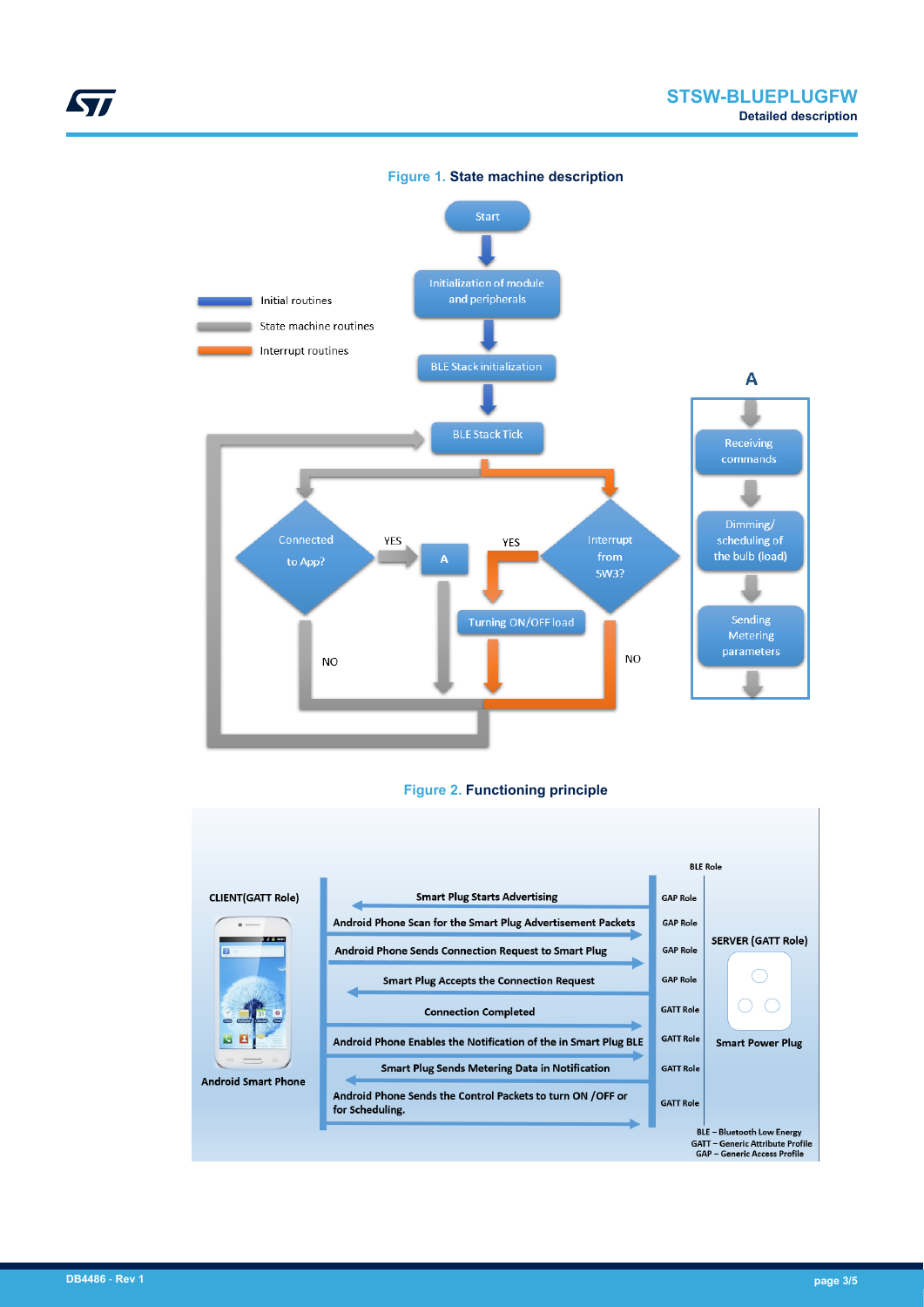Figure 1. State machine description

Figure 2. Functioning principle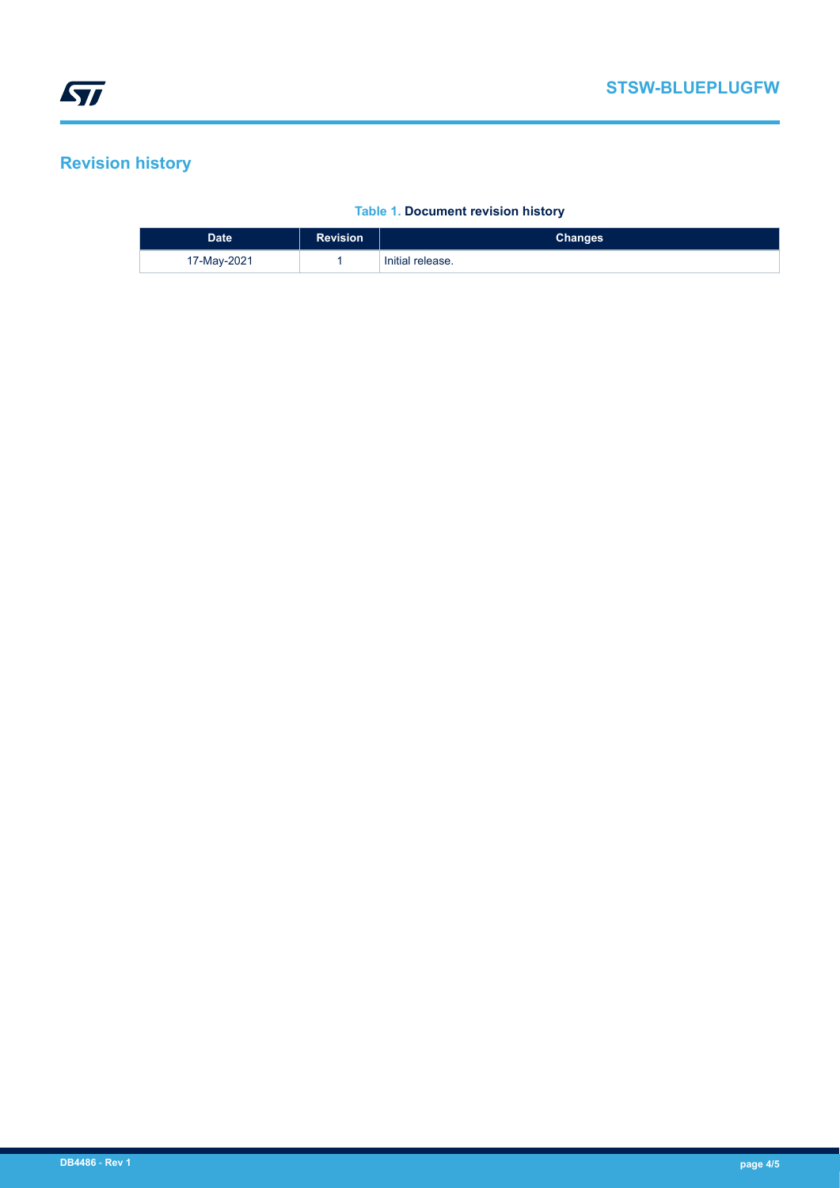## Revision history

**Table 1. Document revision history**

| Date | Revision | Changes |
| --- | --- | --- |
| 17-May-2021 | 1 | Initial release. |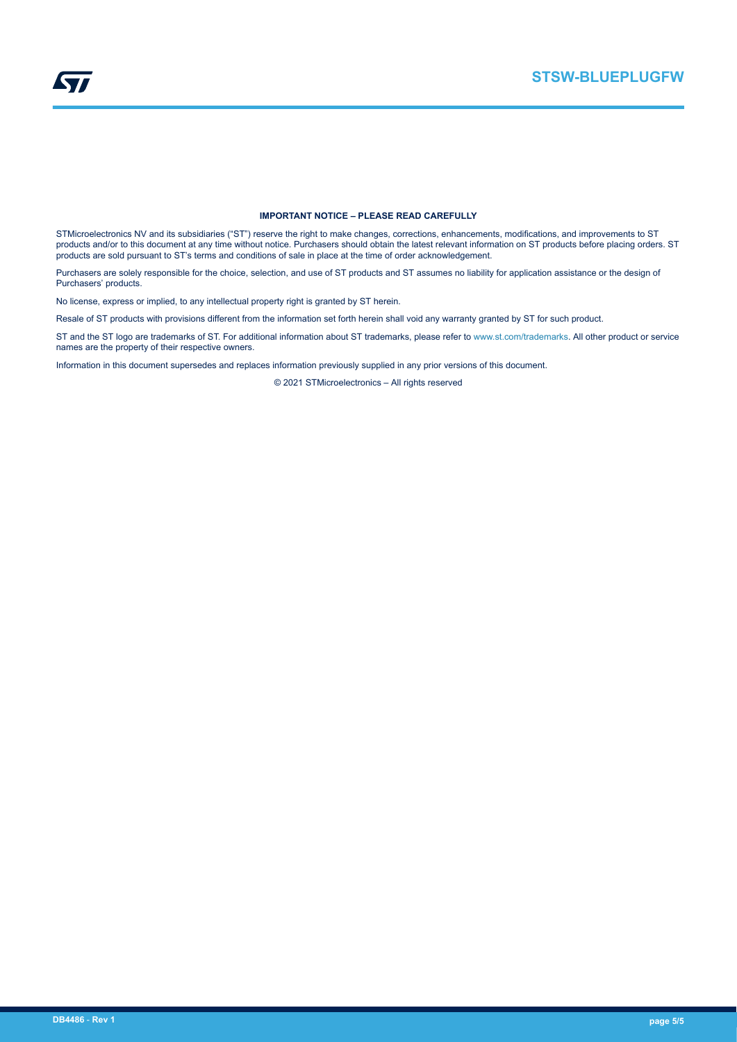**IMPORTANT NOTICE – PLEASE READ CAREFULLY**

STMicroelectronics NV and its subsidiaries ("ST") reserve the right to make changes, corrections, enhancements, modifications, and improvements to ST products and/or to this document at any time without notice. Purchasers should obtain the latest relevant information on ST products before placing orders. ST products are sold pursuant to ST's terms and conditions of sale in place at the time of order acknowledgement.

Purchasers are solely responsible for the choice, selection, and use of ST products and ST assumes no liability for application assistance or the design of Purchasers' products.

No license, express or implied, to any intellectual property right is granted by ST herein.

Resale of ST products with provisions different from the information set forth herein shall void any warranty granted by ST for such product.

ST and the ST logo are trademarks of ST. For additional information about ST trademarks, please refer to www.st.com/trademarks. All other product or service names are the property of their respective owners.

Information in this document supersedes and replaces information previously supplied in any prior versions of this document.

© 2021 STMicroelectronics – All rights reserved